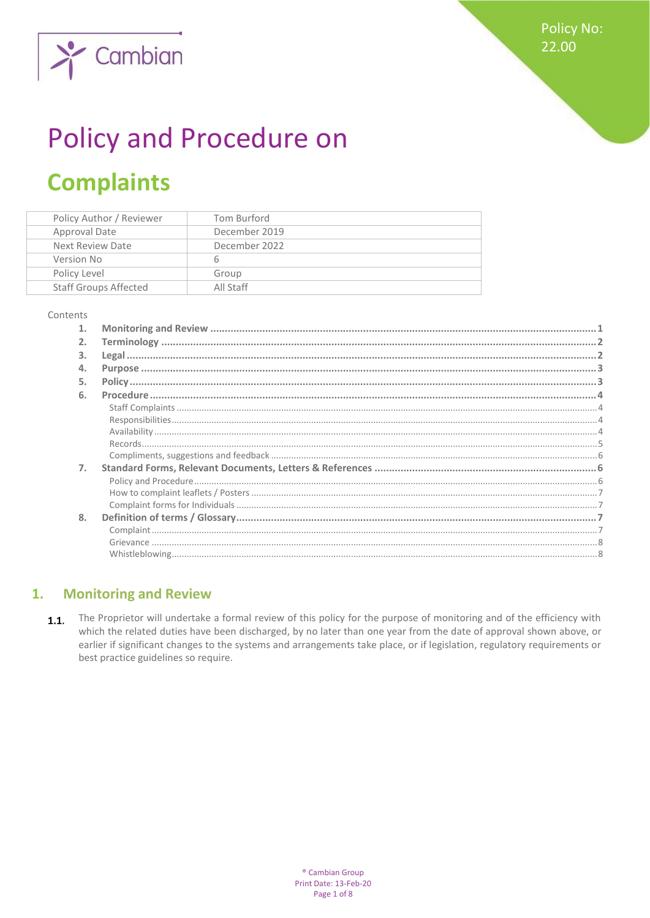Policy No: 22.00

# Policy and Procedure on

# Complaints

| Policy Author / Reviewer | Tom Burford |
|---|---|
| Approval Date | December 2019 |
| Next Review Date | December 2022 |
| Version No | 6 |
| Policy Level | Group |
| Staff Groups Affected | All Staff |

Contents

1. **Monitoring and Review** ..... 1
2. **Terminology** ..... 2
3. **Legal** ..... 2
4. **Purpose** ..... 3
5. **Policy** ..... 3
6. **Procedure** ..... 4
   - Staff Complaints ..... 4
   - Responsibilities ..... 4
   - Availability ..... 4
   - Records ..... 5
   - Compliments, suggestions and feedback ..... 6
7. **Standard Forms, Relevant Documents, Letters & References** ..... 6
   - Policy and Procedure ..... 6
   - How to complaint leaflets / Posters ..... 7
   - Complaint forms for Individuals ..... 7
8. **Definition of terms / Glossary** ..... 7
   - Complaint ..... 7
   - Grievance ..... 8
   - Whistleblowing ..... 8

## 1. Monitoring and Review

**1.1.** The Proprietor will undertake a formal review of this policy for the purpose of monitoring and of the efficiency with which the related duties have been discharged, by no later than one year from the date of approval shown above, or earlier if significant changes to the systems and arrangements take place, or if legislation, regulatory requirements or best practice guidelines so require.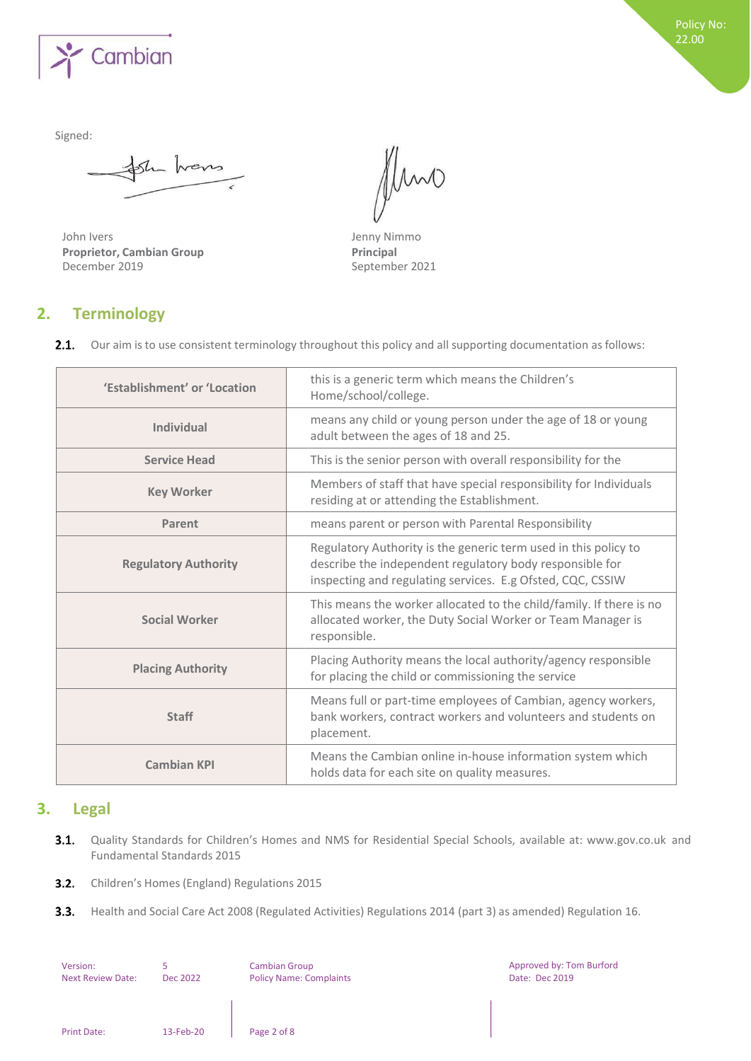Signed:

John Ivers
**Proprietor, Cambian Group**
December 2019

Jenny Nimmo
**Principal**
September 2021

## 2. Terminology

**2.1.** Our aim is to use consistent terminology throughout this policy and all supporting documentation as follows:

| | |
|---|---|
| **'Establishment' or 'Location** | this is a generic term which means the Children's Home/school/college. |
| **Individual** | means any child or young person under the age of 18 or young adult between the ages of 18 and 25. |
| **Service Head** | This is the senior person with overall responsibility for the |
| **Key Worker** | Members of staff that have special responsibility for Individuals residing at or attending the Establishment. |
| **Parent** | means parent or person with Parental Responsibility |
| **Regulatory Authority** | Regulatory Authority is the generic term used in this policy to describe the independent regulatory body responsible for inspecting and regulating services. E.g Ofsted, CQC, CSSIW |
| **Social Worker** | This means the worker allocated to the child/family. If there is no allocated worker, the Duty Social Worker or Team Manager is responsible. |
| **Placing Authority** | Placing Authority means the local authority/agency responsible for placing the child or commissioning the service |
| **Staff** | Means full or part-time employees of Cambian, agency workers, bank workers, contract workers and volunteers and students on placement. |
| **Cambian KPI** | Means the Cambian online in-house information system which holds data for each site on quality measures. |

## 3. Legal

**3.1.** Quality Standards for Children's Homes and NMS for Residential Special Schools, available at: www.gov.co.uk and Fundamental Standards 2015

**3.2.** Children's Homes (England) Regulations 2015

**3.3.** Health and Social Care Act 2008 (Regulated Activities) Regulations 2014 (part 3) as amended) Regulation 16.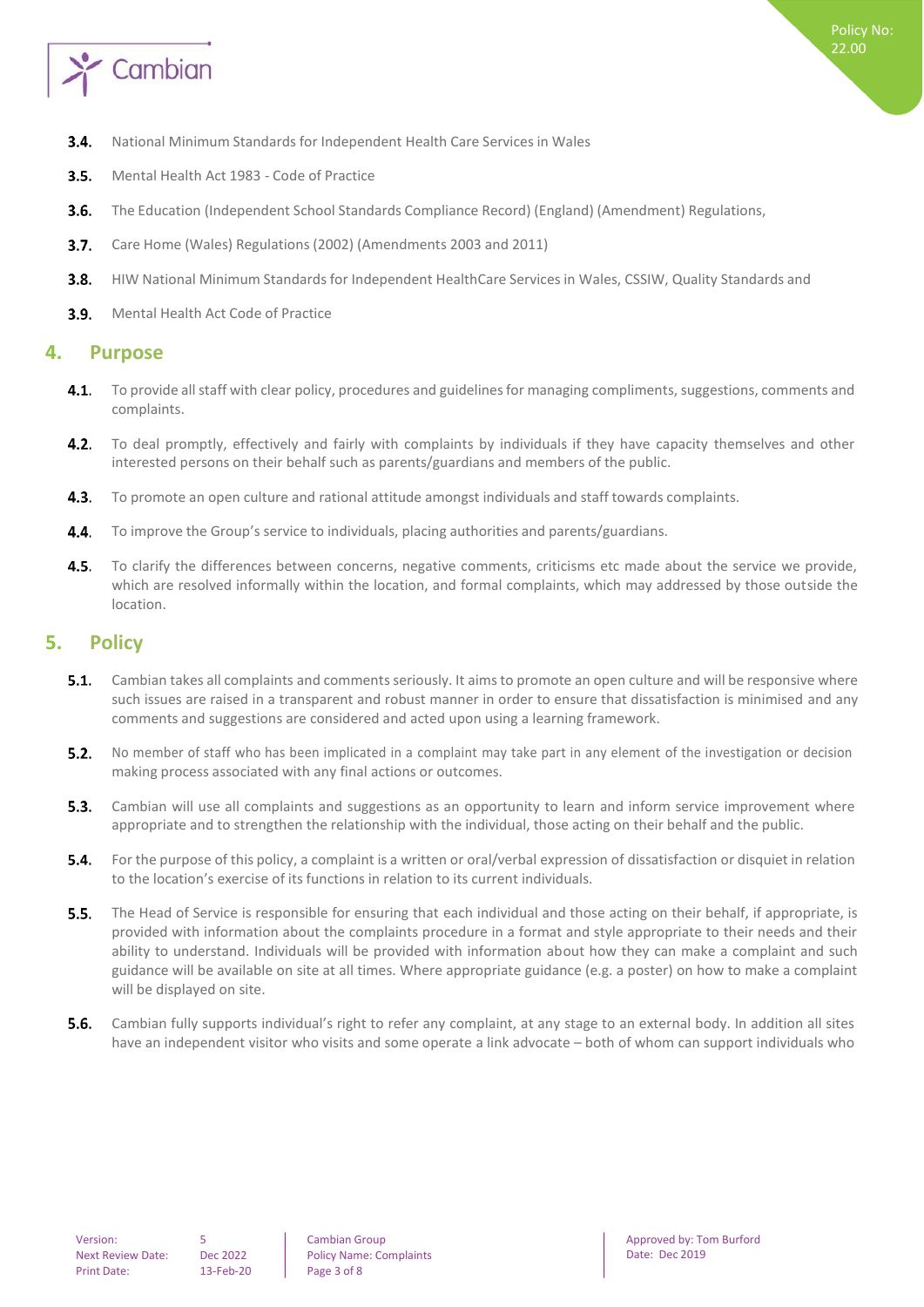3.4. National Minimum Standards for Independent Health Care Services in Wales

3.5. Mental Health Act 1983 - Code of Practice

3.6. The Education (Independent School Standards Compliance Record) (England) (Amendment) Regulations,

3.7. Care Home (Wales) Regulations (2002) (Amendments 2003 and 2011)

3.8. HIW National Minimum Standards for Independent HealthCare Services in Wales, CSSIW, Quality Standards and

3.9. Mental Health Act Code of Practice

## 4. Purpose

4.1. To provide all staff with clear policy, procedures and guidelines for managing compliments, suggestions, comments and complaints.

4.2. To deal promptly, effectively and fairly with complaints by individuals if they have capacity themselves and other interested persons on their behalf such as parents/guardians and members of the public.

4.3. To promote an open culture and rational attitude amongst individuals and staff towards complaints.

4.4. To improve the Group's service to individuals, placing authorities and parents/guardians.

4.5. To clarify the differences between concerns, negative comments, criticisms etc made about the service we provide, which are resolved informally within the location, and formal complaints, which may addressed by those outside the location.

## 5. Policy

5.1. Cambian takes all complaints and comments seriously. It aims to promote an open culture and will be responsive where such issues are raised in a transparent and robust manner in order to ensure that dissatisfaction is minimised and any comments and suggestions are considered and acted upon using a learning framework.

5.2. No member of staff who has been implicated in a complaint may take part in any element of the investigation or decision making process associated with any final actions or outcomes.

5.3. Cambian will use all complaints and suggestions as an opportunity to learn and inform service improvement where appropriate and to strengthen the relationship with the individual, those acting on their behalf and the public.

5.4. For the purpose of this policy, a complaint is a written or oral/verbal expression of dissatisfaction or disquiet in relation to the location's exercise of its functions in relation to its current individuals.

5.5. The Head of Service is responsible for ensuring that each individual and those acting on their behalf, if appropriate, is provided with information about the complaints procedure in a format and style appropriate to their needs and their ability to understand. Individuals will be provided with information about how they can make a complaint and such guidance will be available on site at all times. Where appropriate guidance (e.g. a poster) on how to make a complaint will be displayed on site.

5.6. Cambian fully supports individual's right to refer any complaint, at any stage to an external body. In addition all sites have an independent visitor who visits and some operate a link advocate – both of whom can support individuals who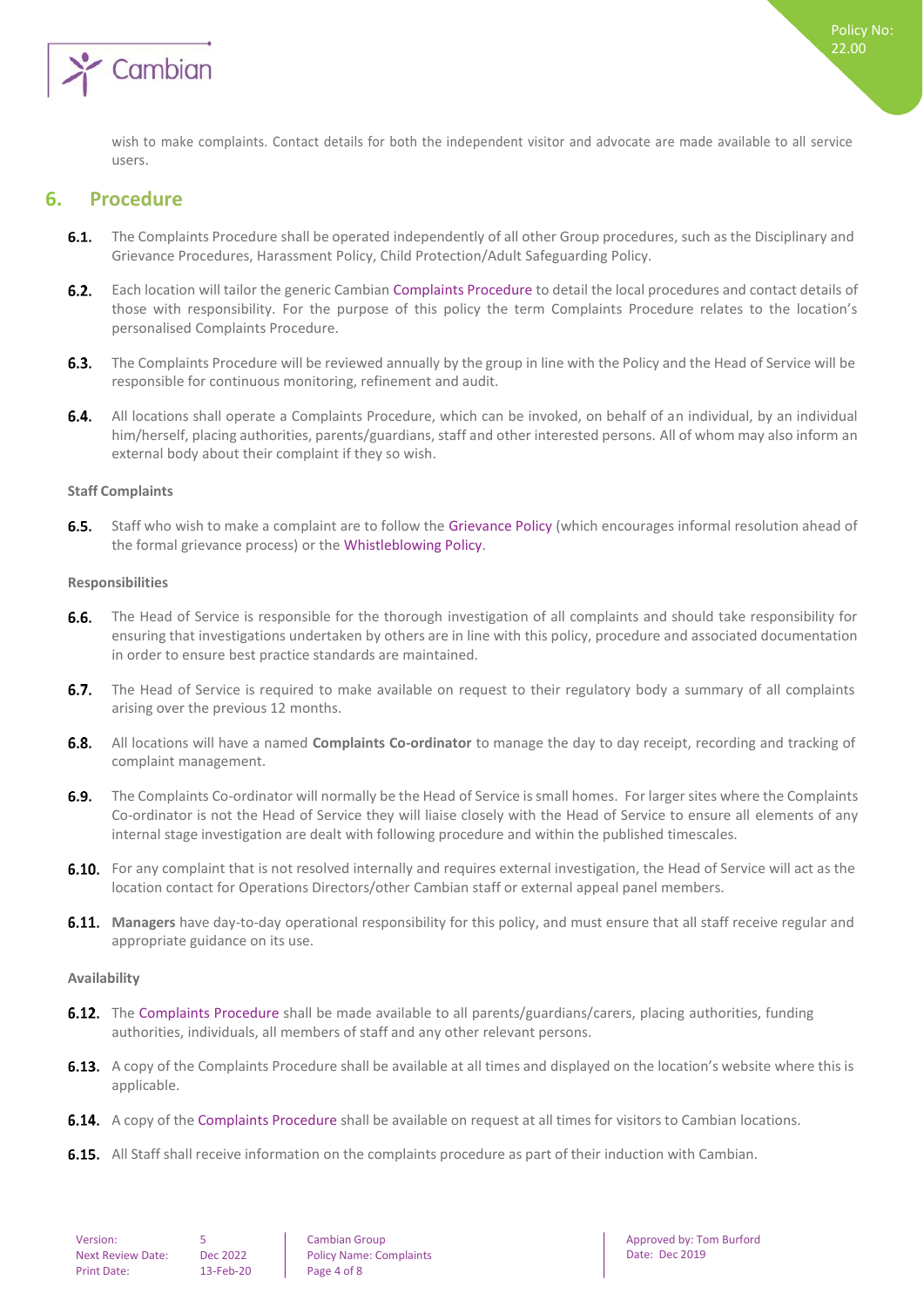wish to make complaints. Contact details for both the independent visitor and advocate are made available to all service users.

## 6. Procedure

**6.1.** The Complaints Procedure shall be operated independently of all other Group procedures, such as the Disciplinary and Grievance Procedures, Harassment Policy, Child Protection/Adult Safeguarding Policy.

**6.2.** Each location will tailor the generic Cambian Complaints Procedure to detail the local procedures and contact details of those with responsibility. For the purpose of this policy the term Complaints Procedure relates to the location's personalised Complaints Procedure.

**6.3.** The Complaints Procedure will be reviewed annually by the group in line with the Policy and the Head of Service will be responsible for continuous monitoring, refinement and audit.

**6.4.** All locations shall operate a Complaints Procedure, which can be invoked, on behalf of an individual, by an individual him/herself, placing authorities, parents/guardians, staff and other interested persons. All of whom may also inform an external body about their complaint if they so wish.

#### Staff Complaints

**6.5.** Staff who wish to make a complaint are to follow the Grievance Policy (which encourages informal resolution ahead of the formal grievance process) or the Whistleblowing Policy.

#### Responsibilities

**6.6.** The Head of Service is responsible for the thorough investigation of all complaints and should take responsibility for ensuring that investigations undertaken by others are in line with this policy, procedure and associated documentation in order to ensure best practice standards are maintained.

**6.7.** The Head of Service is required to make available on request to their regulatory body a summary of all complaints arising over the previous 12 months.

**6.8.** All locations will have a named **Complaints Co-ordinator** to manage the day to day receipt, recording and tracking of complaint management.

**6.9.** The Complaints Co-ordinator will normally be the Head of Service is small homes. For larger sites where the Complaints Co-ordinator is not the Head of Service they will liaise closely with the Head of Service to ensure all elements of any internal stage investigation are dealt with following procedure and within the published timescales.

**6.10.** For any complaint that is not resolved internally and requires external investigation, the Head of Service will act as the location contact for Operations Directors/other Cambian staff or external appeal panel members.

**6.11.** **Managers** have day-to-day operational responsibility for this policy, and must ensure that all staff receive regular and appropriate guidance on its use.

#### Availability

**6.12.** The Complaints Procedure shall be made available to all parents/guardians/carers, placing authorities, funding authorities, individuals, all members of staff and any other relevant persons.

**6.13.** A copy of the Complaints Procedure shall be available at all times and displayed on the location's website where this is applicable.

**6.14.** A copy of the Complaints Procedure shall be available on request at all times for visitors to Cambian locations.

**6.15.** All Staff shall receive information on the complaints procedure as part of their induction with Cambian.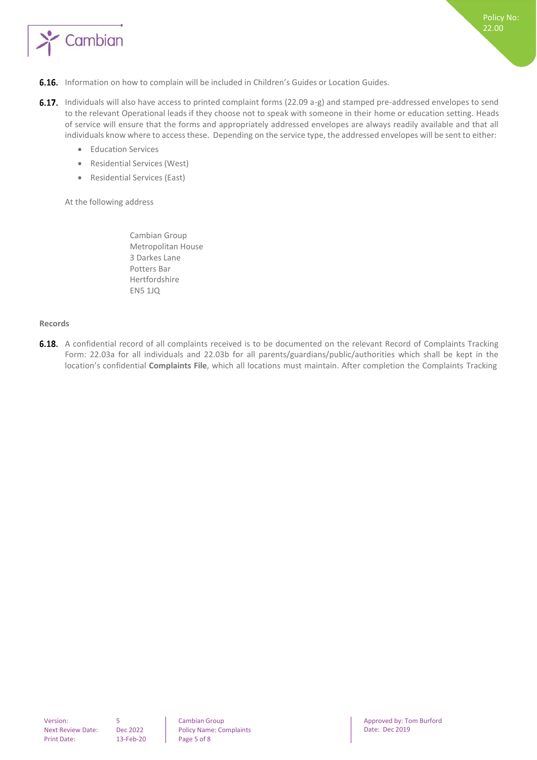**6.16.** Information on how to complain will be included in Children's Guides or Location Guides.

**6.17.** Individuals will also have access to printed complaint forms (22.09 a-g) and stamped pre-addressed envelopes to send to the relevant Operational leads if they choose not to speak with someone in their home or education setting. Heads of service will ensure that the forms and appropriately addressed envelopes are always readily available and that all individuals know where to access these. Depending on the service type, the addressed envelopes will be sent to either:

- Education Services
- Residential Services (West)
- Residential Services (East)

At the following address

Cambian Group
Metropolitan House
3 Darkes Lane
Potters Bar
Hertfordshire
EN5 1JQ

**Records**

**6.18.** A confidential record of all complaints received is to be documented on the relevant Record of Complaints Tracking Form: 22.03a for all individuals and 22.03b for all parents/guardians/public/authorities which shall be kept in the location's confidential **Complaints File**, which all locations must maintain. After completion the Complaints Tracking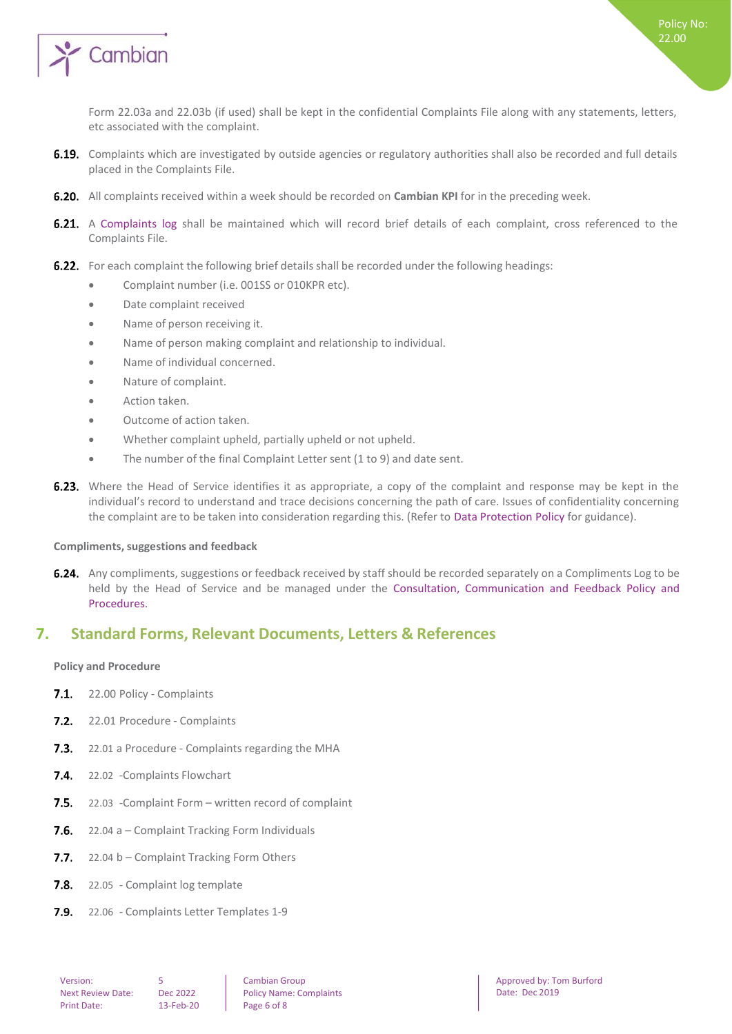Form 22.03a and 22.03b (if used) shall be kept in the confidential Complaints File along with any statements, letters, etc associated with the complaint.

**6.19.** Complaints which are investigated by outside agencies or regulatory authorities shall also be recorded and full details placed in the Complaints File.

**6.20.** All complaints received within a week should be recorded on **Cambian KPI** for in the preceding week.

**6.21.** A Complaints log shall be maintained which will record brief details of each complaint, cross referenced to the Complaints File.

**6.22.** For each complaint the following brief details shall be recorded under the following headings:

- Complaint number (i.e. 001SS or 010KPR etc).
- Date complaint received
- Name of person receiving it.
- Name of person making complaint and relationship to individual.
- Name of individual concerned.
- Nature of complaint.
- Action taken.
- Outcome of action taken.
- Whether complaint upheld, partially upheld or not upheld.
- The number of the final Complaint Letter sent (1 to 9) and date sent.

**6.23.** Where the Head of Service identifies it as appropriate, a copy of the complaint and response may be kept in the individual's record to understand and trace decisions concerning the path of care. Issues of confidentiality concerning the complaint are to be taken into consideration regarding this. (Refer to Data Protection Policy for guidance).

**Compliments, suggestions and feedback**

**6.24.** Any compliments, suggestions or feedback received by staff should be recorded separately on a Compliments Log to be held by the Head of Service and be managed under the Consultation, Communication and Feedback Policy and Procedures.

## 7. Standard Forms, Relevant Documents, Letters & References

**Policy and Procedure**

**7.1.** 22.00 Policy - Complaints

**7.2.** 22.01 Procedure - Complaints

**7.3.** 22.01 a Procedure - Complaints regarding the MHA

**7.4.** 22.02 -Complaints Flowchart

**7.5.** 22.03 -Complaint Form – written record of complaint

**7.6.** 22.04 a – Complaint Tracking Form Individuals

**7.7.** 22.04 b – Complaint Tracking Form Others

**7.8.** 22.05 - Complaint log template

**7.9.** 22.06 - Complaints Letter Templates 1-9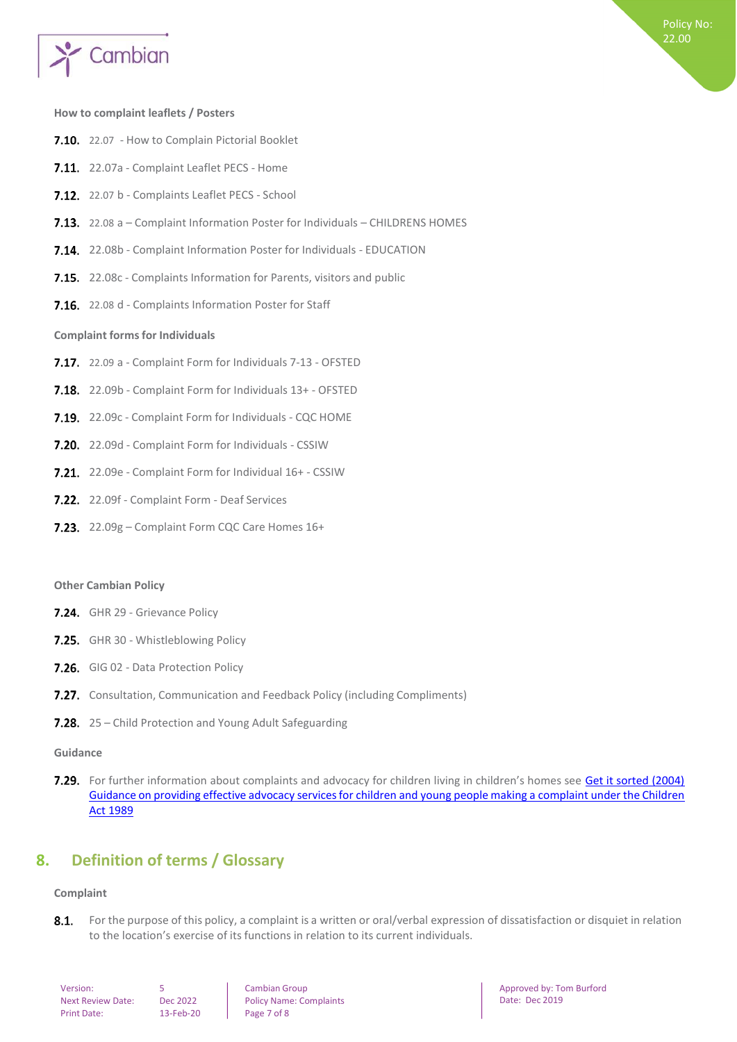**How to complaint leaflets / Posters**

**7.10.** 22.07 - How to Complain Pictorial Booklet

**7.11.** 22.07a - Complaint Leaflet PECS - Home

**7.12.** 22.07 b - Complaints Leaflet PECS - School

**7.13.** 22.08 a – Complaint Information Poster for Individuals – CHILDRENS HOMES

**7.14.** 22.08b - Complaint Information Poster for Individuals - EDUCATION

**7.15.** 22.08c - Complaints Information for Parents, visitors and public

**7.16.** 22.08 d - Complaints Information Poster for Staff

**Complaint forms for Individuals**

**7.17.** 22.09 a - Complaint Form for Individuals 7-13 - OFSTED

**7.18.** 22.09b - Complaint Form for Individuals 13+ - OFSTED

**7.19.** 22.09c - Complaint Form for Individuals - CQC HOME

**7.20.** 22.09d - Complaint Form for Individuals - CSSIW

**7.21.** 22.09e - Complaint Form for Individual 16+ - CSSIW

**7.22.** 22.09f - Complaint Form - Deaf Services

**7.23.** 22.09g – Complaint Form CQC Care Homes 16+

**Other Cambian Policy**

**7.24.** GHR 29 - Grievance Policy

**7.25.** GHR 30 - Whistleblowing Policy

**7.26.** GIG 02 - Data Protection Policy

**7.27.** Consultation, Communication and Feedback Policy (including Compliments)

**7.28.** 25 – Child Protection and Young Adult Safeguarding

**Guidance**

**7.29.** For further information about complaints and advocacy for children living in children's homes see Get it sorted (2004) Guidance on providing effective advocacy services for children and young people making a complaint under the Children Act 1989

## 8. Definition of terms / Glossary

**Complaint**

**8.1.** For the purpose of this policy, a complaint is a written or oral/verbal expression of dissatisfaction or disquiet in relation to the location's exercise of its functions in relation to its current individuals.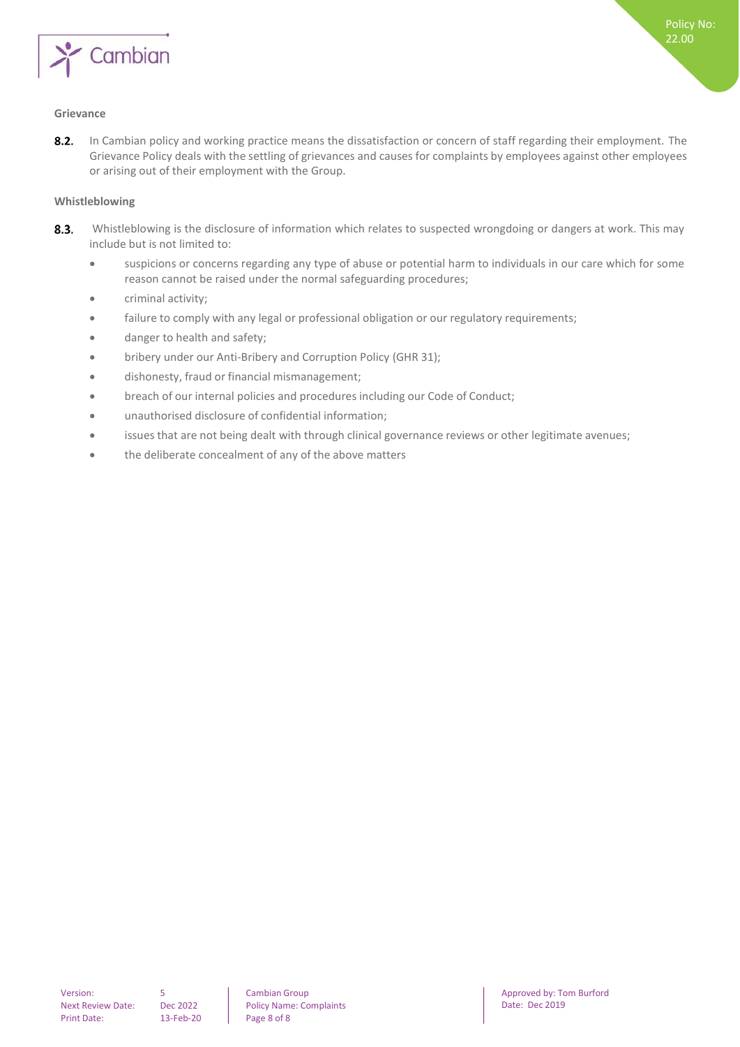### Grievance

**8.2.** In Cambian policy and working practice means the dissatisfaction or concern of staff regarding their employment. The Grievance Policy deals with the settling of grievances and causes for complaints by employees against other employees or arising out of their employment with the Group.

### Whistleblowing

**8.3.** Whistleblowing is the disclosure of information which relates to suspected wrongdoing or dangers at work. This may include but is not limited to:

- suspicions or concerns regarding any type of abuse or potential harm to individuals in our care which for some reason cannot be raised under the normal safeguarding procedures;
- criminal activity;
- failure to comply with any legal or professional obligation or our regulatory requirements;
- danger to health and safety;
- bribery under our Anti-Bribery and Corruption Policy (GHR 31);
- dishonesty, fraud or financial mismanagement;
- breach of our internal policies and procedures including our Code of Conduct;
- unauthorised disclosure of confidential information;
- issues that are not being dealt with through clinical governance reviews or other legitimate avenues;
- the deliberate concealment of any of the above matters